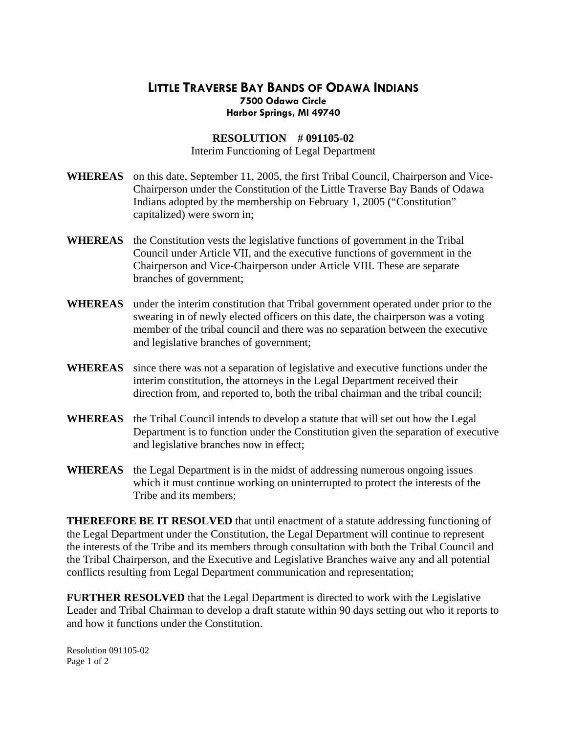# LITTLE TRAVERSE BAY BANDS OF ODAWA INDIANS

**7500 Odawa Circle**
**Harbor Springs, MI 49740**

## RESOLUTION # 091105-02

Interim Functioning of Legal Department

**WHEREAS** on this date, September 11, 2005, the first Tribal Council, Chairperson and Vice-Chairperson under the Constitution of the Little Traverse Bay Bands of Odawa Indians adopted by the membership on February 1, 2005 ("Constitution" capitalized) were sworn in;

**WHEREAS** the Constitution vests the legislative functions of government in the Tribal Council under Article VII, and the executive functions of government in the Chairperson and Vice-Chairperson under Article VIII. These are separate branches of government;

**WHEREAS** under the interim constitution that Tribal government operated under prior to the swearing in of newly elected officers on this date, the chairperson was a voting member of the tribal council and there was no separation between the executive and legislative branches of government;

**WHEREAS** since there was not a separation of legislative and executive functions under the interim constitution, the attorneys in the Legal Department received their direction from, and reported to, both the tribal chairman and the tribal council;

**WHEREAS** the Tribal Council intends to develop a statute that will set out how the Legal Department is to function under the Constitution given the separation of executive and legislative branches now in effect;

**WHEREAS** the Legal Department is in the midst of addressing numerous ongoing issues which it must continue working on uninterrupted to protect the interests of the Tribe and its members;

**THEREFORE BE IT RESOLVED** that until enactment of a statute addressing functioning of the Legal Department under the Constitution, the Legal Department will continue to represent the interests of the Tribe and its members through consultation with both the Tribal Council and the Tribal Chairperson, and the Executive and Legislative Branches waive any and all potential conflicts resulting from Legal Department communication and representation;

**FURTHER RESOLVED** that the Legal Department is directed to work with the Legislative Leader and Tribal Chairman to develop a draft statute within 90 days setting out who it reports to and how it functions under the Constitution.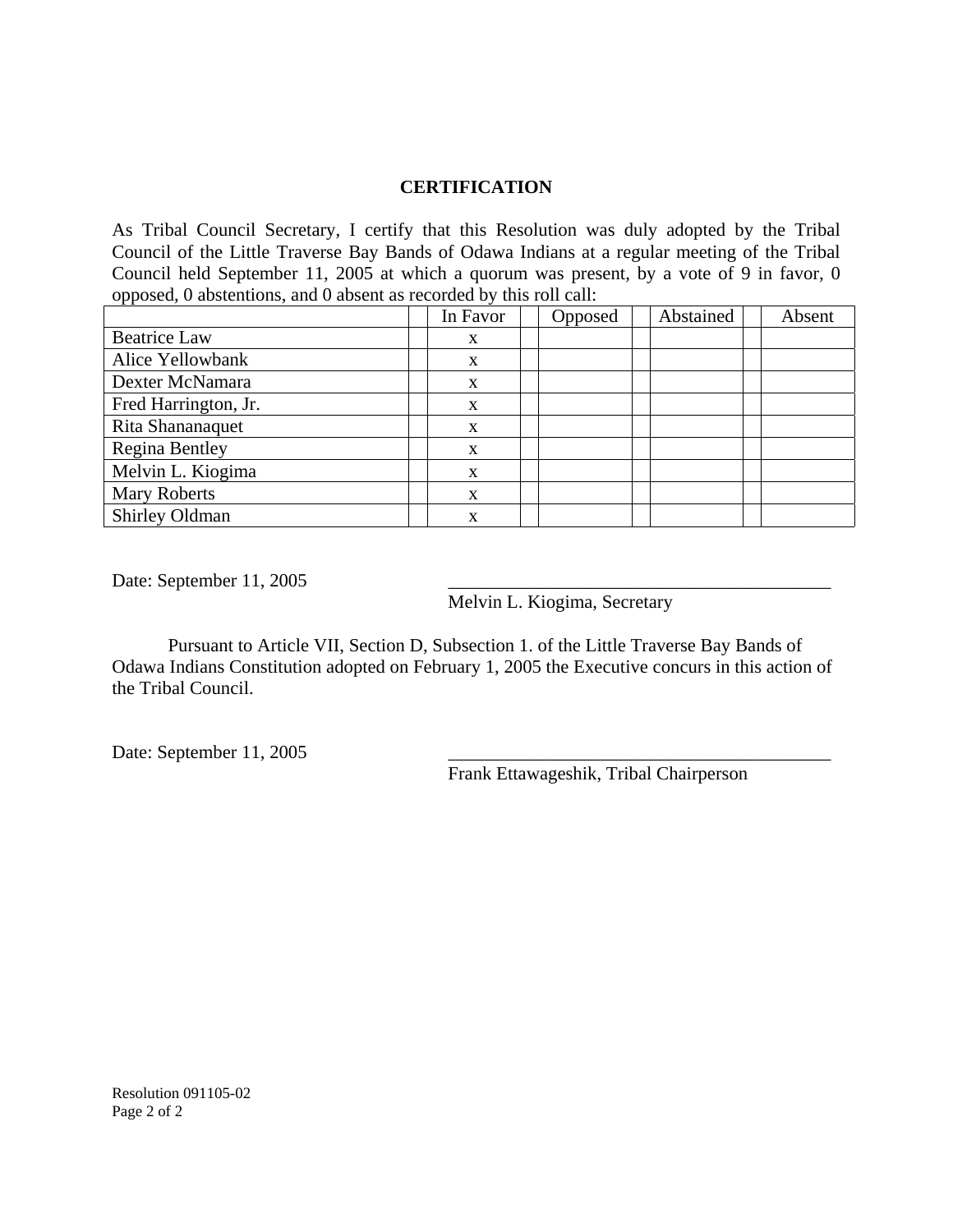## CERTIFICATION

As Tribal Council Secretary, I certify that this Resolution was duly adopted by the Tribal Council of the Little Traverse Bay Bands of Odawa Indians at a regular meeting of the Tribal Council held September 11, 2005 at which a quorum was present, by a vote of 9 in favor, 0 opposed, 0 abstentions, and 0 absent as recorded by this roll call:

| | In Favor | Opposed | Abstained | Absent |
|---|---|---|---|---|
| Beatrice Law | x | | | |
| Alice Yellowbank | x | | | |
| Dexter McNamara | x | | | |
| Fred Harrington, Jr. | x | | | |
| Rita Shananaquet | x | | | |
| Regina Bentley | x | | | |
| Melvin L. Kiogima | x | | | |
| Mary Roberts | x | | | |
| Shirley Oldman | x | | | |

Date: September 11, 2005

\_\_\_\_\_\_\_\_\_\_\_\_\_\_\_\_\_\_\_\_\_\_\_\_\_\_\_\_\_\_\_\_\_\_\_\_\_\_\_\_\_\_
Melvin L. Kiogima, Secretary

Pursuant to Article VII, Section D, Subsection 1. of the Little Traverse Bay Bands of Odawa Indians Constitution adopted on February 1, 2005 the Executive concurs in this action of the Tribal Council.

Date: September 11, 2005

\_\_\_\_\_\_\_\_\_\_\_\_\_\_\_\_\_\_\_\_\_\_\_\_\_\_\_\_\_\_\_\_\_\_\_\_\_\_\_\_\_\_
Frank Ettawageshik, Tribal Chairperson